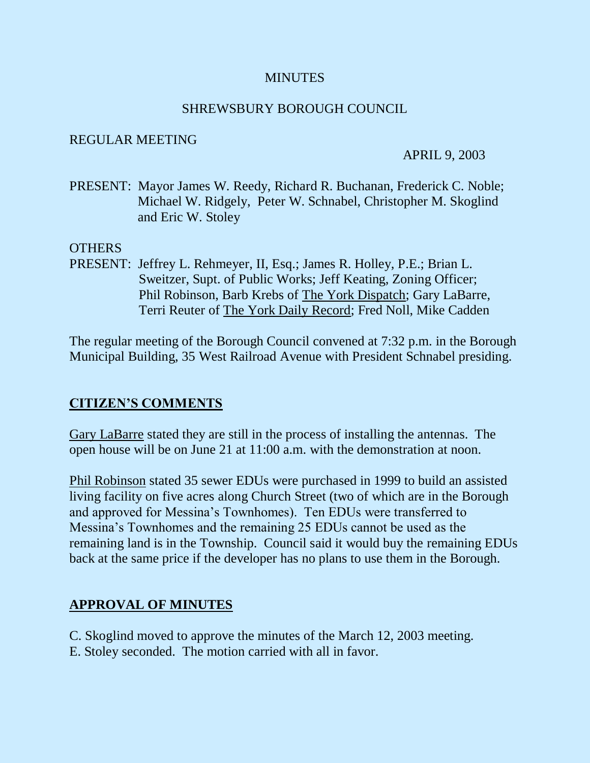MINUTES

SHREWSBURY BOROUGH COUNCIL

REGULAR MEETING

APRIL 9, 2003

PRESENT: Mayor James W. Reedy, Richard R. Buchanan, Frederick C. Noble; Michael W. Ridgely, Peter W. Schnabel, Christopher M. Skoglind and Eric W. Stoley

OTHERS
PRESENT: Jeffrey L. Rehmeyer, II, Esq.; James R. Holley, P.E.; Brian L. Sweitzer, Supt. of Public Works; Jeff Keating, Zoning Officer; Phil Robinson, Barb Krebs of The York Dispatch; Gary LaBarre, Terri Reuter of The York Daily Record; Fred Noll, Mike Cadden

The regular meeting of the Borough Council convened at 7:32 p.m. in the Borough Municipal Building, 35 West Railroad Avenue with President Schnabel presiding.

## CITIZEN'S COMMENTS

Gary LaBarre stated they are still in the process of installing the antennas. The open house will be on June 21 at 11:00 a.m. with the demonstration at noon.

Phil Robinson stated 35 sewer EDUs were purchased in 1999 to build an assisted living facility on five acres along Church Street (two of which are in the Borough and approved for Messina's Townhomes). Ten EDUs were transferred to Messina's Townhomes and the remaining 25 EDUs cannot be used as the remaining land is in the Township. Council said it would buy the remaining EDUs back at the same price if the developer has no plans to use them in the Borough.

## APPROVAL OF MINUTES

C. Skoglind moved to approve the minutes of the March 12, 2003 meeting.
E. Stoley seconded. The motion carried with all in favor.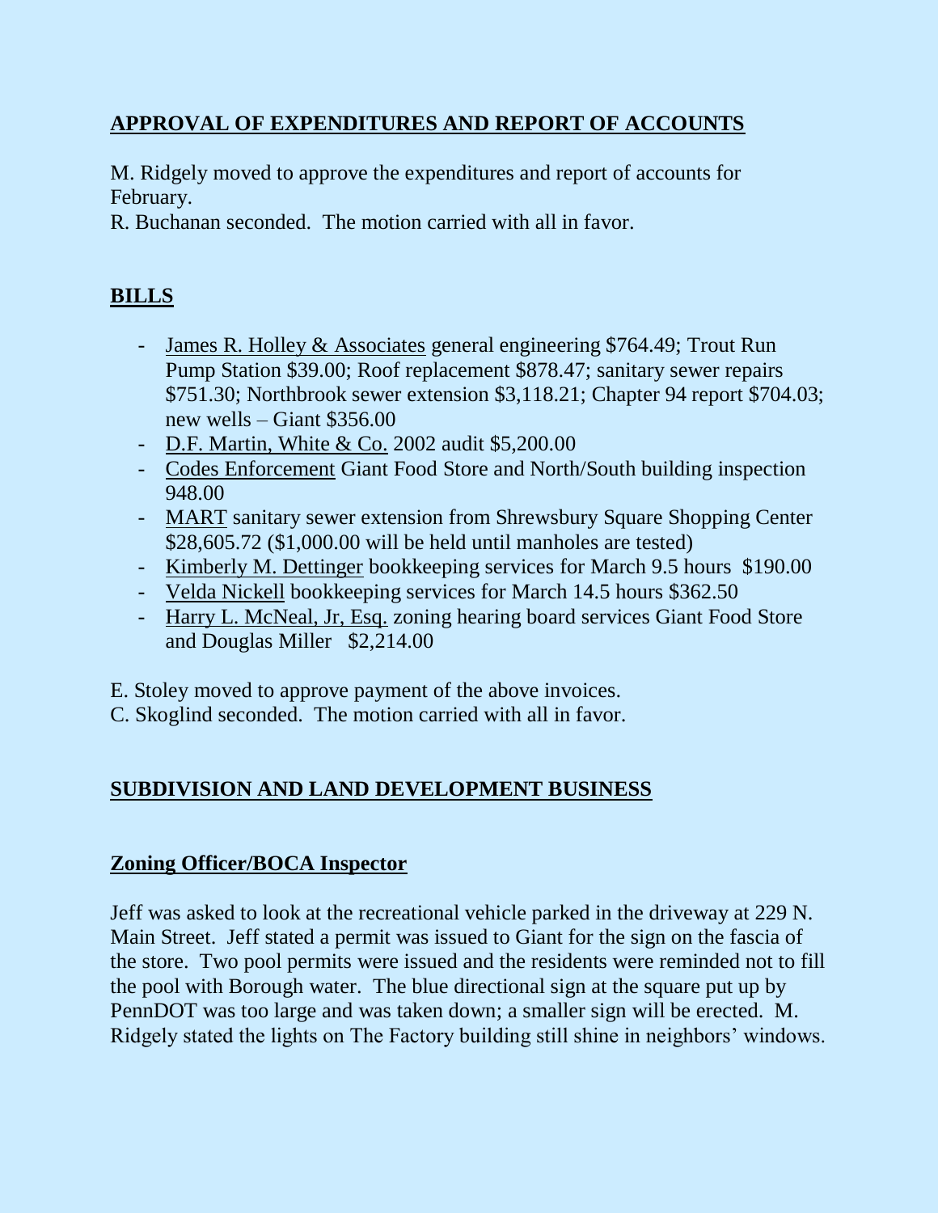## APPROVAL OF EXPENDITURES AND REPORT OF ACCOUNTS

M. Ridgely moved to approve the expenditures and report of accounts for February.
R. Buchanan seconded. The motion carried with all in favor.

## BILLS

- James R. Holley & Associates general engineering $764.49; Trout Run Pump Station $39.00; Roof replacement $878.47; sanitary sewer repairs $751.30; Northbrook sewer extension $3,118.21; Chapter 94 report $704.03; new wells – Giant $356.00
- D.F. Martin, White & Co. 2002 audit $5,200.00
- Codes Enforcement Giant Food Store and North/South building inspection 948.00
- MART sanitary sewer extension from Shrewsbury Square Shopping Center $28,605.72 ($1,000.00 will be held until manholes are tested)
- Kimberly M. Dettinger bookkeeping services for March 9.5 hours $190.00
- Velda Nickell bookkeeping services for March 14.5 hours $362.50
- Harry L. McNeal, Jr, Esq. zoning hearing board services Giant Food Store and Douglas Miller $2,214.00

E. Stoley moved to approve payment of the above invoices.
C. Skoglind seconded. The motion carried with all in favor.

## SUBDIVISION AND LAND DEVELOPMENT BUSINESS

### Zoning Officer/BOCA Inspector

Jeff was asked to look at the recreational vehicle parked in the driveway at 229 N. Main Street. Jeff stated a permit was issued to Giant for the sign on the fascia of the store. Two pool permits were issued and the residents were reminded not to fill the pool with Borough water. The blue directional sign at the square put up by PennDOT was too large and was taken down; a smaller sign will be erected. M. Ridgely stated the lights on The Factory building still shine in neighbors' windows.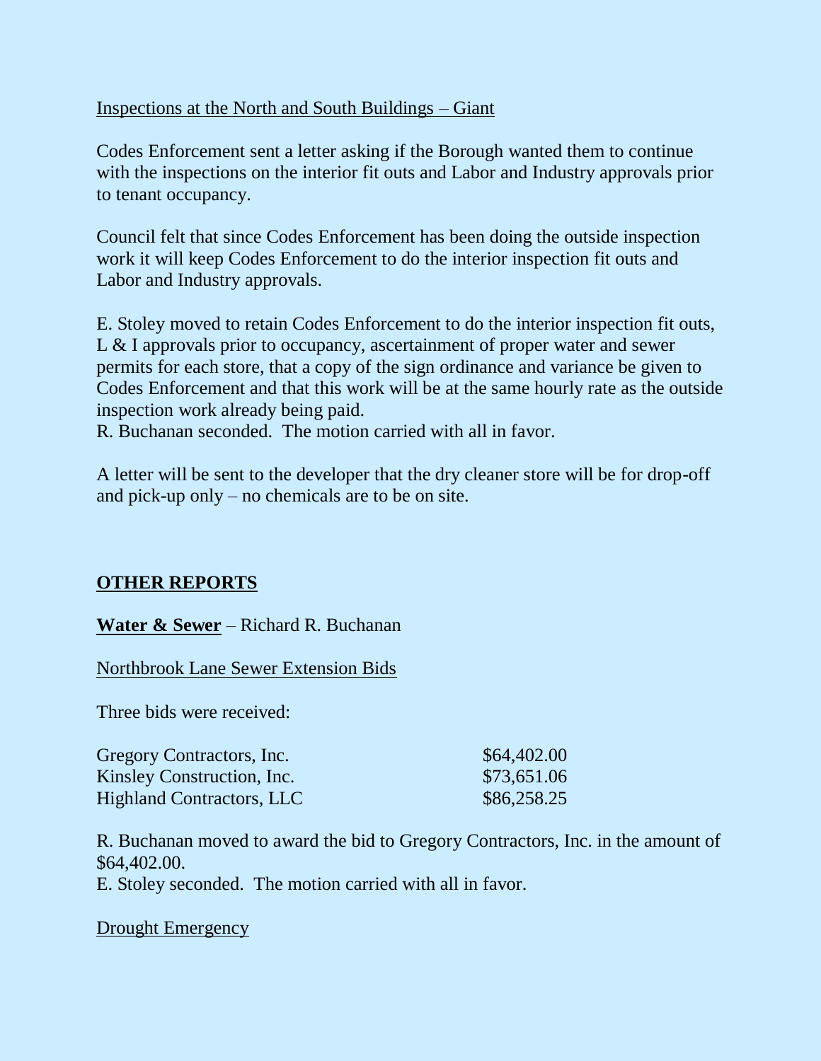Inspections at the North and South Buildings – Giant

Codes Enforcement sent a letter asking if the Borough wanted them to continue with the inspections on the interior fit outs and Labor and Industry approvals prior to tenant occupancy.

Council felt that since Codes Enforcement has been doing the outside inspection work it will keep Codes Enforcement to do the interior inspection fit outs and Labor and Industry approvals.

E. Stoley moved to retain Codes Enforcement to do the interior inspection fit outs, L & I approvals prior to occupancy, ascertainment of proper water and sewer permits for each store, that a copy of the sign ordinance and variance be given to Codes Enforcement and that this work will be at the same hourly rate as the outside inspection work already being paid.
R. Buchanan seconded. The motion carried with all in favor.

A letter will be sent to the developer that the dry cleaner store will be for drop-off and pick-up only – no chemicals are to be on site.

## OTHER REPORTS

**Water & Sewer** – Richard R. Buchanan

Northbrook Lane Sewer Extension Bids

Three bids were received:

| | |
|---|---|
| Gregory Contractors, Inc. | \$64,402.00 |
| Kinsley Construction, Inc. | \$73,651.06 |
| Highland Contractors, LLC | \$86,258.25 |

R. Buchanan moved to award the bid to Gregory Contractors, Inc. in the amount of \$64,402.00.
E. Stoley seconded. The motion carried with all in favor.

Drought Emergency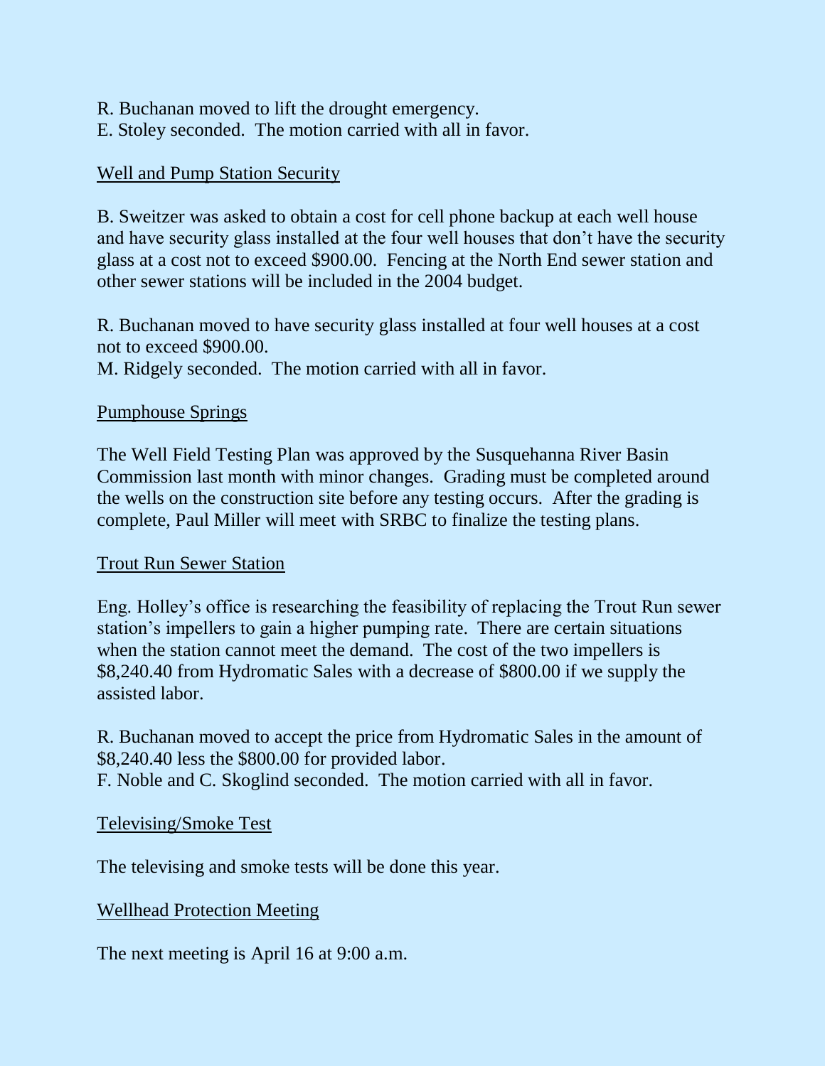R. Buchanan moved to lift the drought emergency.
E. Stoley seconded. The motion carried with all in favor.

## Well and Pump Station Security

B. Sweitzer was asked to obtain a cost for cell phone backup at each well house and have security glass installed at the four well houses that don't have the security glass at a cost not to exceed $900.00. Fencing at the North End sewer station and other sewer stations will be included in the 2004 budget.

R. Buchanan moved to have security glass installed at four well houses at a cost not to exceed $900.00.
M. Ridgely seconded. The motion carried with all in favor.

## Pumphouse Springs

The Well Field Testing Plan was approved by the Susquehanna River Basin Commission last month with minor changes. Grading must be completed around the wells on the construction site before any testing occurs. After the grading is complete, Paul Miller will meet with SRBC to finalize the testing plans.

## Trout Run Sewer Station

Eng. Holley's office is researching the feasibility of replacing the Trout Run sewer station's impellers to gain a higher pumping rate. There are certain situations when the station cannot meet the demand. The cost of the two impellers is $8,240.40 from Hydromatic Sales with a decrease of $800.00 if we supply the assisted labor.

R. Buchanan moved to accept the price from Hydromatic Sales in the amount of $8,240.40 less the $800.00 for provided labor.
F. Noble and C. Skoglind seconded. The motion carried with all in favor.

## Televising/Smoke Test

The televising and smoke tests will be done this year.

## Wellhead Protection Meeting

The next meeting is April 16 at 9:00 a.m.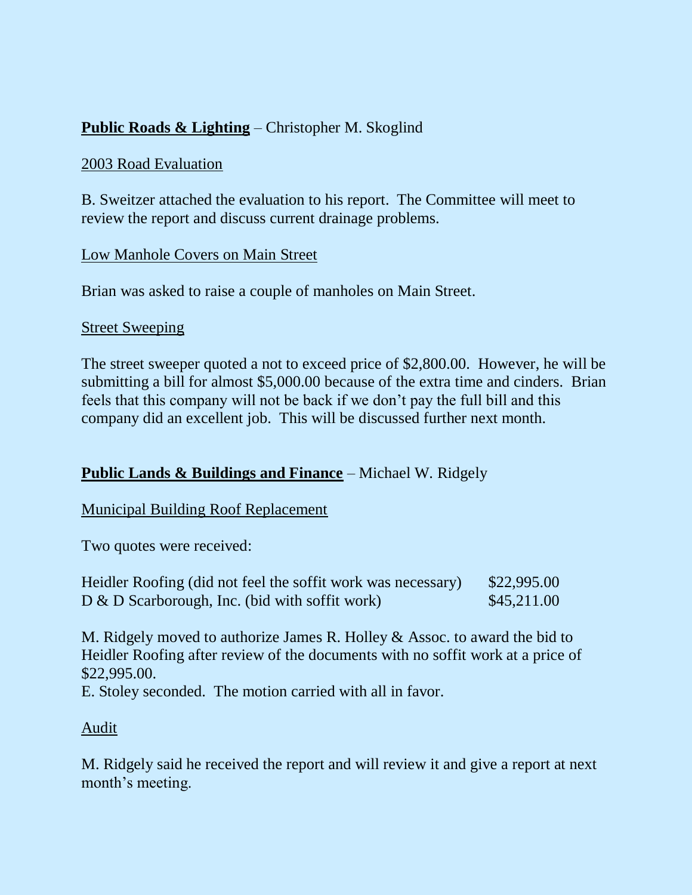**<u>Public Roads & Lighting</u>** – Christopher M. Skoglind

<u>2003 Road Evaluation</u>

B. Sweitzer attached the evaluation to his report. The Committee will meet to review the report and discuss current drainage problems.

<u>Low Manhole Covers on Main Street</u>

Brian was asked to raise a couple of manholes on Main Street.

<u>Street Sweeping</u>

The street sweeper quoted a not to exceed price of $2,800.00. However, he will be submitting a bill for almost $5,000.00 because of the extra time and cinders. Brian feels that this company will not be back if we don't pay the full bill and this company did an excellent job. This will be discussed further next month.

**<u>Public Lands & Buildings and Finance</u>** – Michael W. Ridgely

<u>Municipal Building Roof Replacement</u>

Two quotes were received:

| | |
|---|---|
| Heidler Roofing (did not feel the soffit work was necessary) | $22,995.00 |
| D & D Scarborough, Inc. (bid with soffit work) | $45,211.00 |

M. Ridgely moved to authorize James R. Holley & Assoc. to award the bid to Heidler Roofing after review of the documents with no soffit work at a price of $22,995.00.
E. Stoley seconded. The motion carried with all in favor.

<u>Audit</u>

M. Ridgely said he received the report and will review it and give a report at next month's meeting.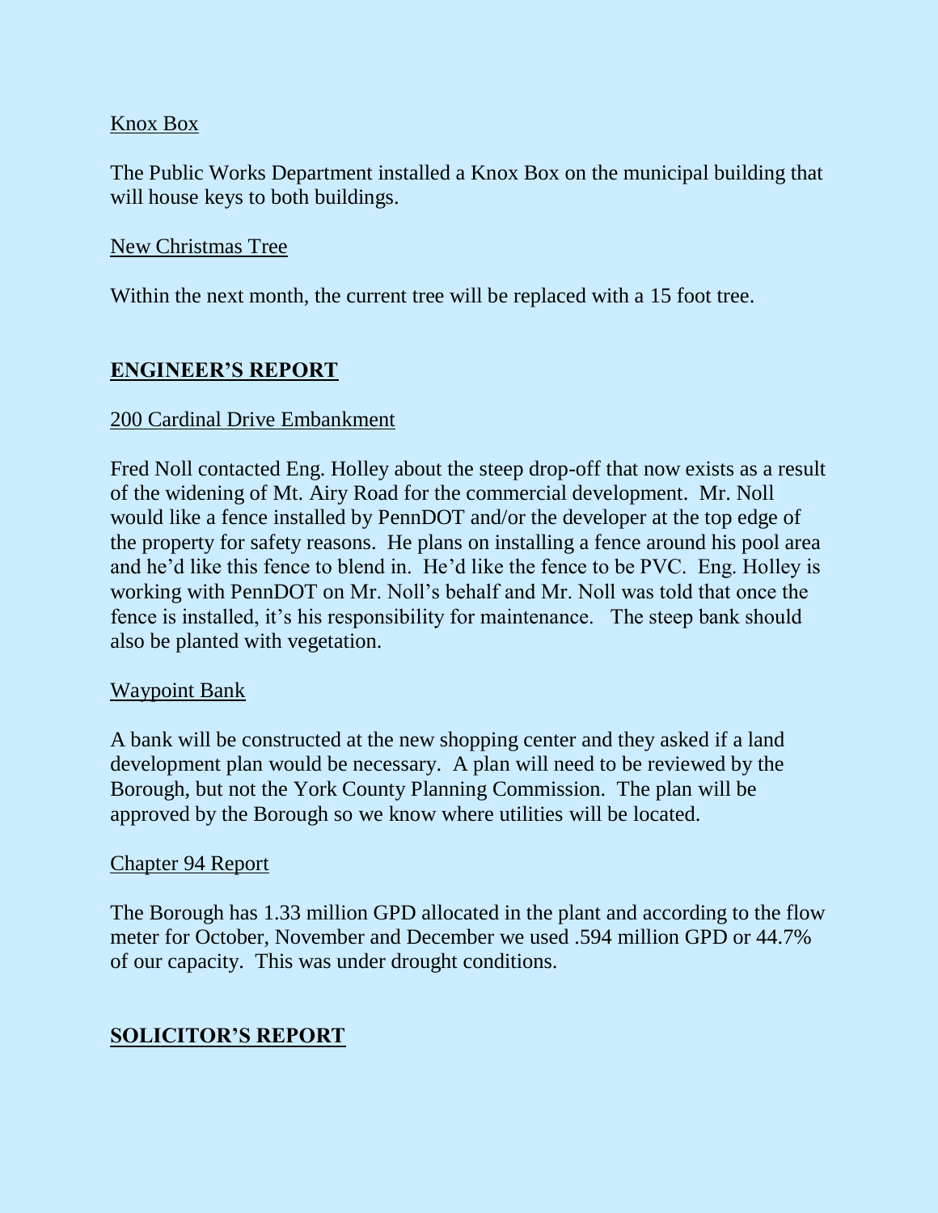Knox Box

The Public Works Department installed a Knox Box on the municipal building that will house keys to both buildings.

New Christmas Tree

Within the next month, the current tree will be replaced with a 15 foot tree.

## ENGINEER'S REPORT

200 Cardinal Drive Embankment

Fred Noll contacted Eng. Holley about the steep drop-off that now exists as a result of the widening of Mt. Airy Road for the commercial development. Mr. Noll would like a fence installed by PennDOT and/or the developer at the top edge of the property for safety reasons. He plans on installing a fence around his pool area and he'd like this fence to blend in. He'd like the fence to be PVC. Eng. Holley is working with PennDOT on Mr. Noll's behalf and Mr. Noll was told that once the fence is installed, it's his responsibility for maintenance. The steep bank should also be planted with vegetation.

Waypoint Bank

A bank will be constructed at the new shopping center and they asked if a land development plan would be necessary. A plan will need to be reviewed by the Borough, but not the York County Planning Commission. The plan will be approved by the Borough so we know where utilities will be located.

Chapter 94 Report

The Borough has 1.33 million GPD allocated in the plant and according to the flow meter for October, November and December we used .594 million GPD or 44.7% of our capacity. This was under drought conditions.

## SOLICITOR'S REPORT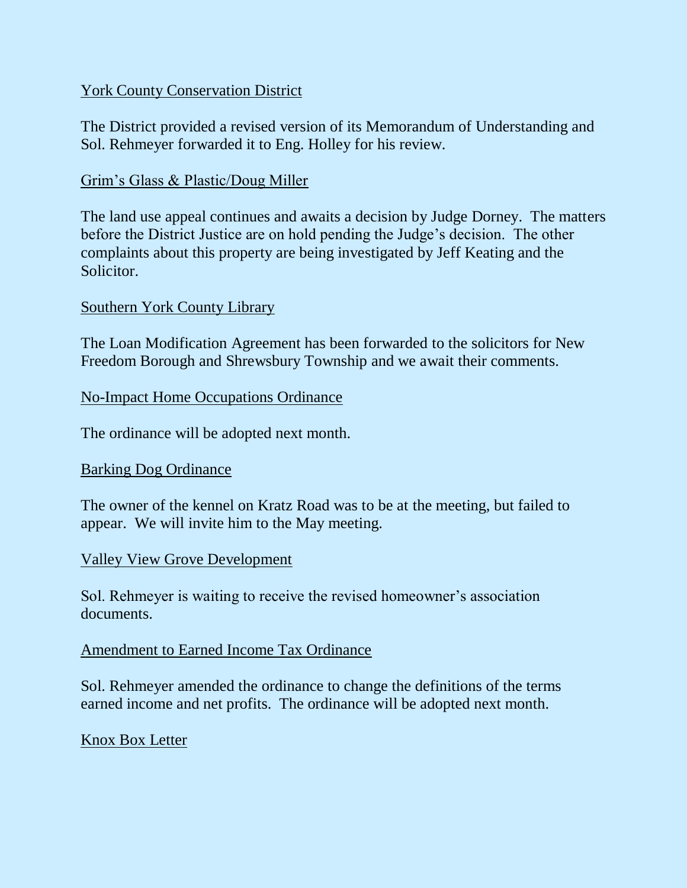York County Conservation District

The District provided a revised version of its Memorandum of Understanding and Sol. Rehmeyer forwarded it to Eng. Holley for his review.

Grim's Glass & Plastic/Doug Miller

The land use appeal continues and awaits a decision by Judge Dorney. The matters before the District Justice are on hold pending the Judge's decision. The other complaints about this property are being investigated by Jeff Keating and the Solicitor.

Southern York County Library

The Loan Modification Agreement has been forwarded to the solicitors for New Freedom Borough and Shrewsbury Township and we await their comments.

No-Impact Home Occupations Ordinance

The ordinance will be adopted next month.

Barking Dog Ordinance

The owner of the kennel on Kratz Road was to be at the meeting, but failed to appear. We will invite him to the May meeting.

Valley View Grove Development

Sol. Rehmeyer is waiting to receive the revised homeowner's association documents.

Amendment to Earned Income Tax Ordinance

Sol. Rehmeyer amended the ordinance to change the definitions of the terms earned income and net profits. The ordinance will be adopted next month.

Knox Box Letter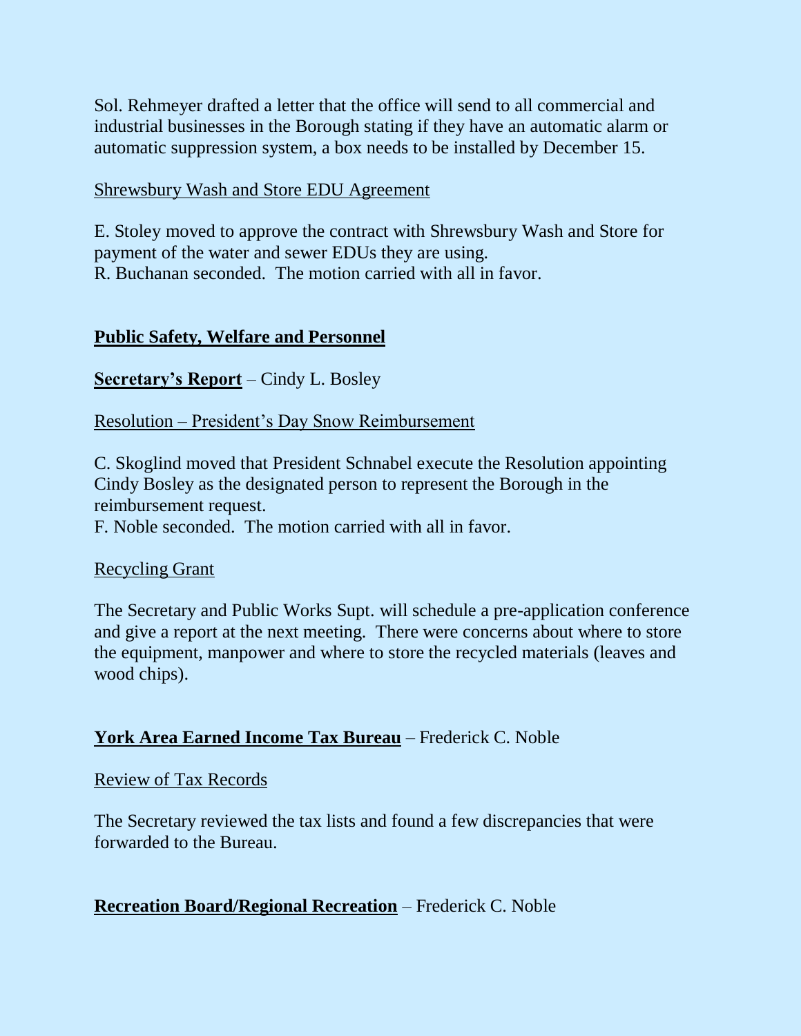Sol. Rehmeyer drafted a letter that the office will send to all commercial and industrial businesses in the Borough stating if they have an automatic alarm or automatic suppression system, a box needs to be installed by December 15.

Shrewsbury Wash and Store EDU Agreement

E. Stoley moved to approve the contract with Shrewsbury Wash and Store for payment of the water and sewer EDUs they are using.
R. Buchanan seconded. The motion carried with all in favor.

**Public Safety, Welfare and Personnel**

**Secretary's Report** – Cindy L. Bosley

Resolution – President's Day Snow Reimbursement

C. Skoglind moved that President Schnabel execute the Resolution appointing Cindy Bosley as the designated person to represent the Borough in the reimbursement request.
F. Noble seconded. The motion carried with all in favor.

Recycling Grant

The Secretary and Public Works Supt. will schedule a pre-application conference and give a report at the next meeting. There were concerns about where to store the equipment, manpower and where to store the recycled materials (leaves and wood chips).

**York Area Earned Income Tax Bureau** – Frederick C. Noble

Review of Tax Records

The Secretary reviewed the tax lists and found a few discrepancies that were forwarded to the Bureau.

**Recreation Board/Regional Recreation** – Frederick C. Noble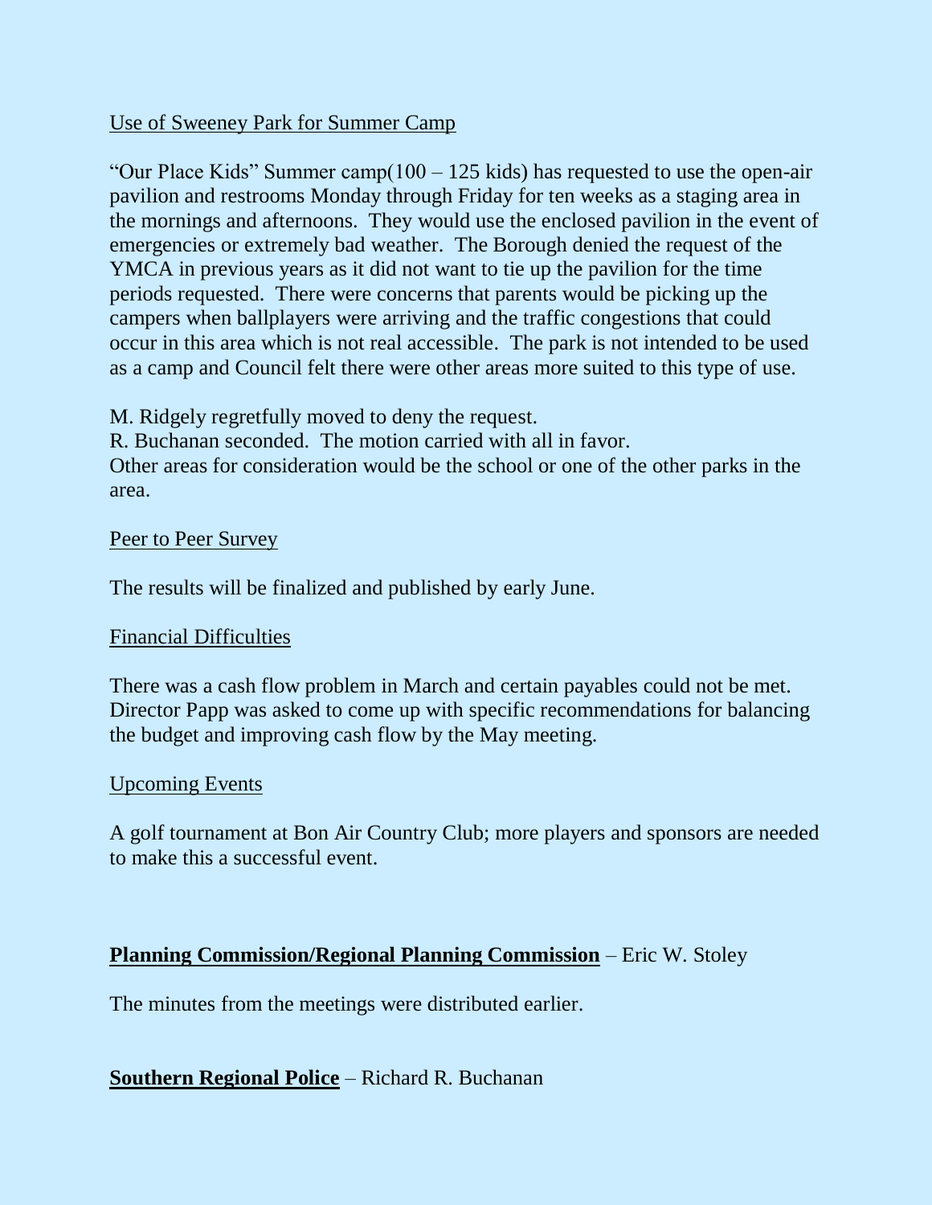Use of Sweeney Park for Summer Camp

"Our Place Kids" Summer camp(100 – 125 kids) has requested to use the open-air pavilion and restrooms Monday through Friday for ten weeks as a staging area in the mornings and afternoons. They would use the enclosed pavilion in the event of emergencies or extremely bad weather. The Borough denied the request of the YMCA in previous years as it did not want to tie up the pavilion for the time periods requested. There were concerns that parents would be picking up the campers when ballplayers were arriving and the traffic congestions that could occur in this area which is not real accessible. The park is not intended to be used as a camp and Council felt there were other areas more suited to this type of use.

M. Ridgely regretfully moved to deny the request.
R. Buchanan seconded. The motion carried with all in favor.
Other areas for consideration would be the school or one of the other parks in the area.

Peer to Peer Survey

The results will be finalized and published by early June.

Financial Difficulties

There was a cash flow problem in March and certain payables could not be met. Director Papp was asked to come up with specific recommendations for balancing the budget and improving cash flow by the May meeting.

Upcoming Events

A golf tournament at Bon Air Country Club; more players and sponsors are needed to make this a successful event.

**Planning Commission/Regional Planning Commission** – Eric W. Stoley

The minutes from the meetings were distributed earlier.

**Southern Regional Police** – Richard R. Buchanan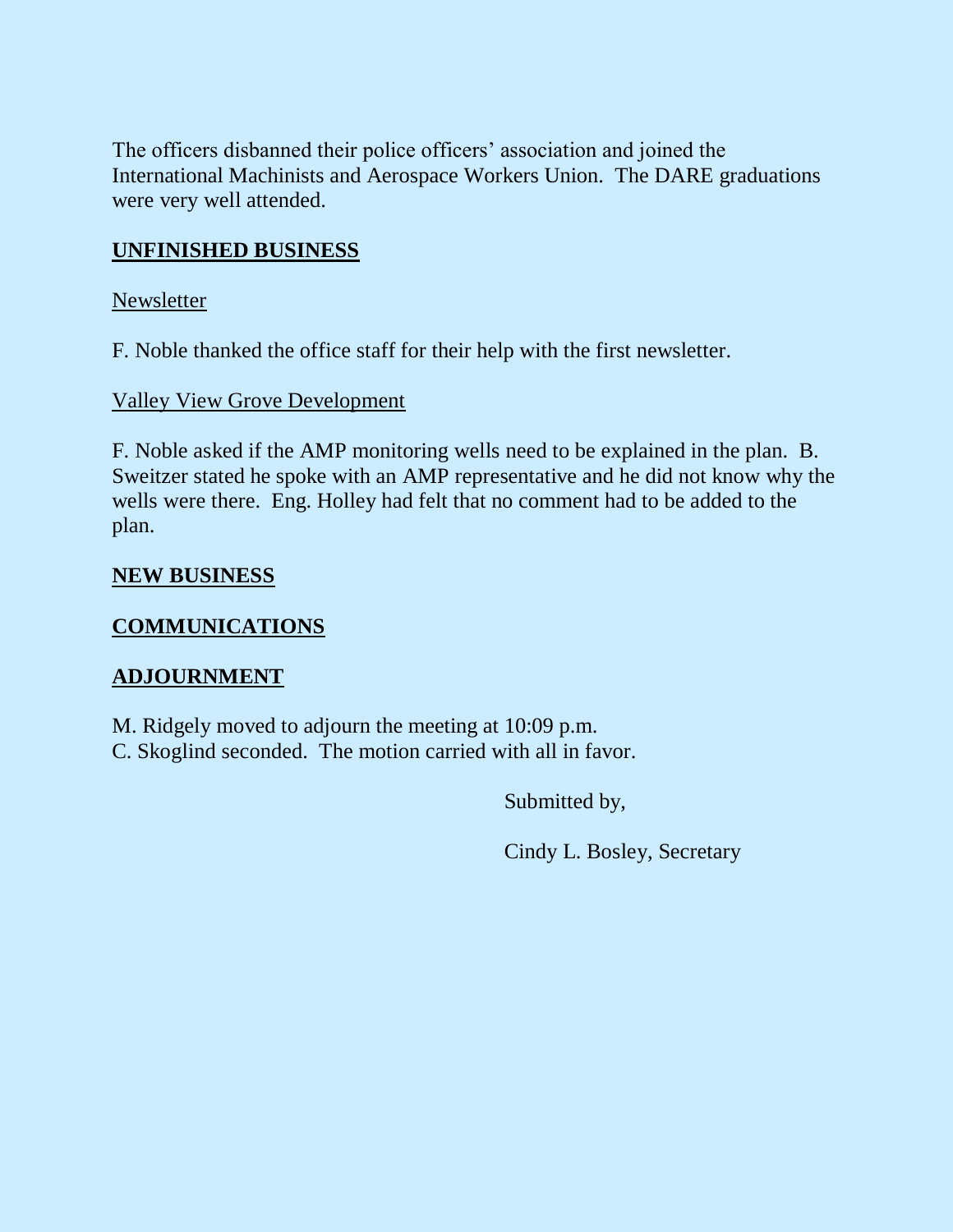The officers disbanned their police officers' association and joined the International Machinists and Aerospace Workers Union. The DARE graduations were very well attended.

## UNFINISHED BUSINESS

Newsletter

F. Noble thanked the office staff for their help with the first newsletter.

Valley View Grove Development

F. Noble asked if the AMP monitoring wells need to be explained in the plan. B. Sweitzer stated he spoke with an AMP representative and he did not know why the wells were there. Eng. Holley had felt that no comment had to be added to the plan.

## NEW BUSINESS

## COMMUNICATIONS

## ADJOURNMENT

M. Ridgely moved to adjourn the meeting at 10:09 p.m.
C. Skoglind seconded. The motion carried with all in favor.

Submitted by,

Cindy L. Bosley, Secretary